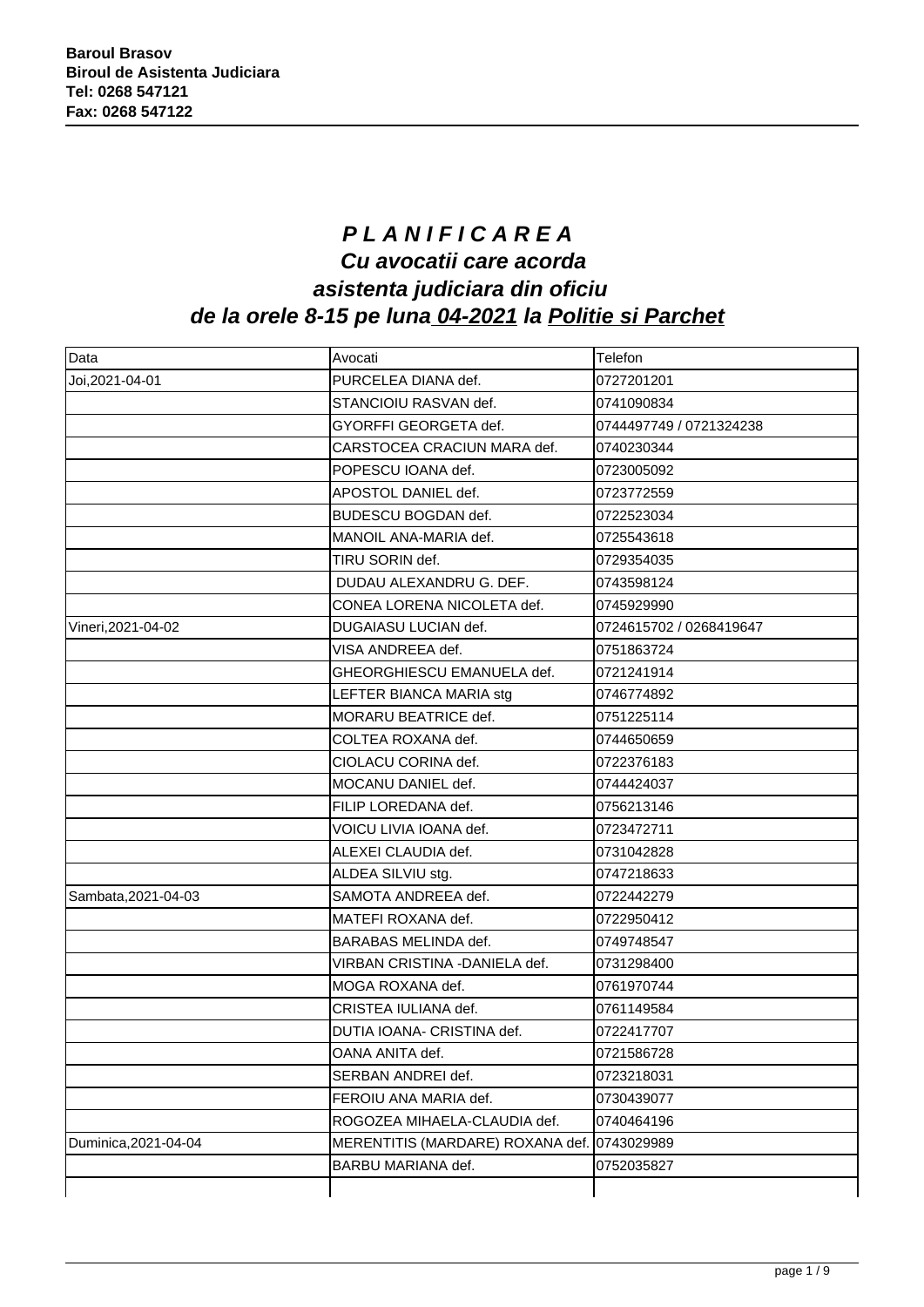**Baroul Brasov**
**Biroul de Asistenta Judiciara**
**Tel: 0268 547121**
**Fax: 0268 547122**

# *P L A N I F I C A R E A*
## *Cu avocatii care acorda asistenta judiciara din oficiu de la orele 8-15 pe luna 04-2021 la Politie si Parchet*

| Data | Avocati | Telefon |
|---|---|---|
| Joi,2021-04-01 | PURCELEA DIANA def. | 0727201201 |
| | STANCIOIU RASVAN def. | 0741090834 |
| | GYORFFI GEORGETA def. | 0744497749 / 0721324238 |
| | CARSTOCEA CRACIUN MARA def. | 0740230344 |
| | POPESCU IOANA def. | 0723005092 |
| | APOSTOL DANIEL def. | 0723772559 |
| | BUDESCU BOGDAN def. | 0722523034 |
| | MANOIL ANA-MARIA def. | 0725543618 |
| | TIRU SORIN def. | 0729354035 |
| | DUDAU ALEXANDRU G. DEF. | 0743598124 |
| | CONEA LORENA NICOLETA def. | 0745929990 |
| Vineri,2021-04-02 | DUGAIASU LUCIAN def. | 0724615702 / 0268419647 |
| | VISA ANDREEA def. | 0751863724 |
| | GHEORGHIESCU EMANUELA def. | 0721241914 |
| | LEFTER BIANCA MARIA stg | 0746774892 |
| | MORARU BEATRICE def. | 0751225114 |
| | COLTEA ROXANA def. | 0744650659 |
| | CIOLACU CORINA def. | 0722376183 |
| | MOCANU DANIEL def. | 0744424037 |
| | FILIP LOREDANA def. | 0756213146 |
| | VOICU LIVIA IOANA def. | 0723472711 |
| | ALEXEI CLAUDIA def. | 0731042828 |
| | ALDEA SILVIU stg. | 0747218633 |
| Sambata,2021-04-03 | SAMOTA ANDREEA def. | 0722442279 |
| | MATEFI ROXANA def. | 0722950412 |
| | BARABAS MELINDA def. | 0749748547 |
| | VIRBAN CRISTINA -DANIELA def. | 0731298400 |
| | MOGA ROXANA def. | 0761970744 |
| | CRISTEA IULIANA def. | 0761149584 |
| | DUTIA IOANA- CRISTINA def. | 0722417707 |
| | OANA ANITA def. | 0721586728 |
| | SERBAN ANDREI def. | 0723218031 |
| | FEROIU ANA MARIA def. | 0730439077 |
| | ROGOZEA MIHAELA-CLAUDIA def. | 0740464196 |
| Duminica,2021-04-04 | MERENTITIS (MARDARE) ROXANA def. | 0743029989 |
| | BARBU MARIANA def. | 0752035827 |
| | | |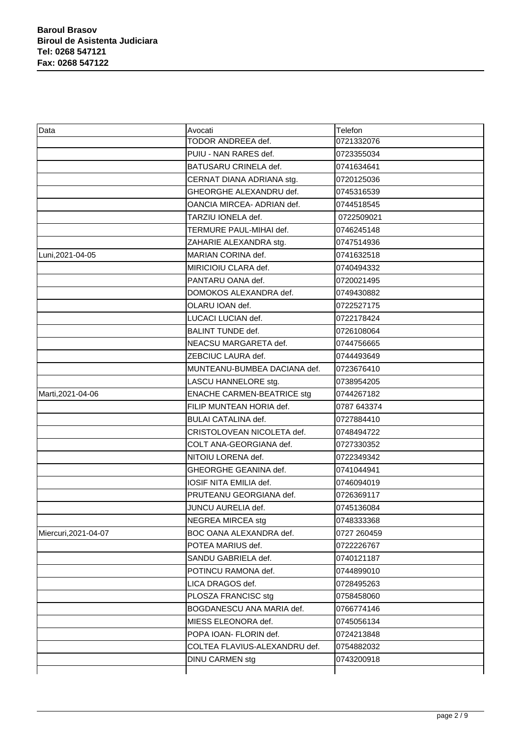**Baroul Brasov**
**Biroul de Asistenta Judiciara**
**Tel: 0268 547121**
**Fax: 0268 547122**

| Data | Avocati | Telefon |
|---|---|---|
| | TODOR ANDREEA def. | 0721332076 |
| | PUIU - NAN RARES def. | 0723355034 |
| | BATUSARU CRINELA def. | 0741634641 |
| | CERNAT DIANA ADRIANA stg. | 0720125036 |
| | GHEORGHE ALEXANDRU def. | 0745316539 |
| | OANCIA MIRCEA- ADRIAN def. | 0744518545 |
| | TARZIU IONELA def. | 0722509021 |
| | TERMURE PAUL-MIHAI def. | 0746245148 |
| | ZAHARIE ALEXANDRA stg. | 0747514936 |
| Luni,2021-04-05 | MARIAN CORINA def. | 0741632518 |
| | MIRICIOIU CLARA def. | 0740494332 |
| | PANTARU OANA def. | 0720021495 |
| | DOMOKOS ALEXANDRA def. | 0749430882 |
| | OLARU IOAN def. | 0722527175 |
| | LUCACI LUCIAN def. | 0722178424 |
| | BALINT TUNDE def. | 0726108064 |
| | NEACSU MARGARETA def. | 0744756665 |
| | ZEBCIUC LAURA def. | 0744493649 |
| | MUNTEANU-BUMBEA DACIANA def. | 0723676410 |
| | LASCU HANNELORE stg. | 0738954205 |
| Marti,2021-04-06 | ENACHE CARMEN-BEATRICE stg | 0744267182 |
| | FILIP MUNTEAN HORIA def. | 0787 643374 |
| | BULAI CATALINA def. | 0727884410 |
| | CRISTOLOVEAN NICOLETA def. | 0748494722 |
| | COLT ANA-GEORGIANA def. | 0727330352 |
| | NITOIU LORENA def. | 0722349342 |
| | GHEORGHE GEANINA def. | 0741044941 |
| | IOSIF NITA EMILIA def. | 0746094019 |
| | PRUTEANU GEORGIANA def. | 0726369117 |
| | JUNCU AURELIA def. | 0745136084 |
| | NEGREA MIRCEA stg | 0748333368 |
| Miercuri,2021-04-07 | BOC OANA ALEXANDRA def. | 0727 260459 |
| | POTEA MARIUS def. | 0722226767 |
| | SANDU GABRIELA def. | 0740121187 |
| | POTINCU RAMONA def. | 0744899010 |
| | LICA DRAGOS def. | 0728495263 |
| | PLOSZA FRANCISC stg | 0758458060 |
| | BOGDANESCU ANA MARIA def. | 0766774146 |
| | MIESS ELEONORA def. | 0745056134 |
| | POPA IOAN- FLORIN def. | 0724213848 |
| | COLTEA FLAVIUS-ALEXANDRU def. | 0754882032 |
| | DINU CARMEN stg | 0743200918 |
| | | |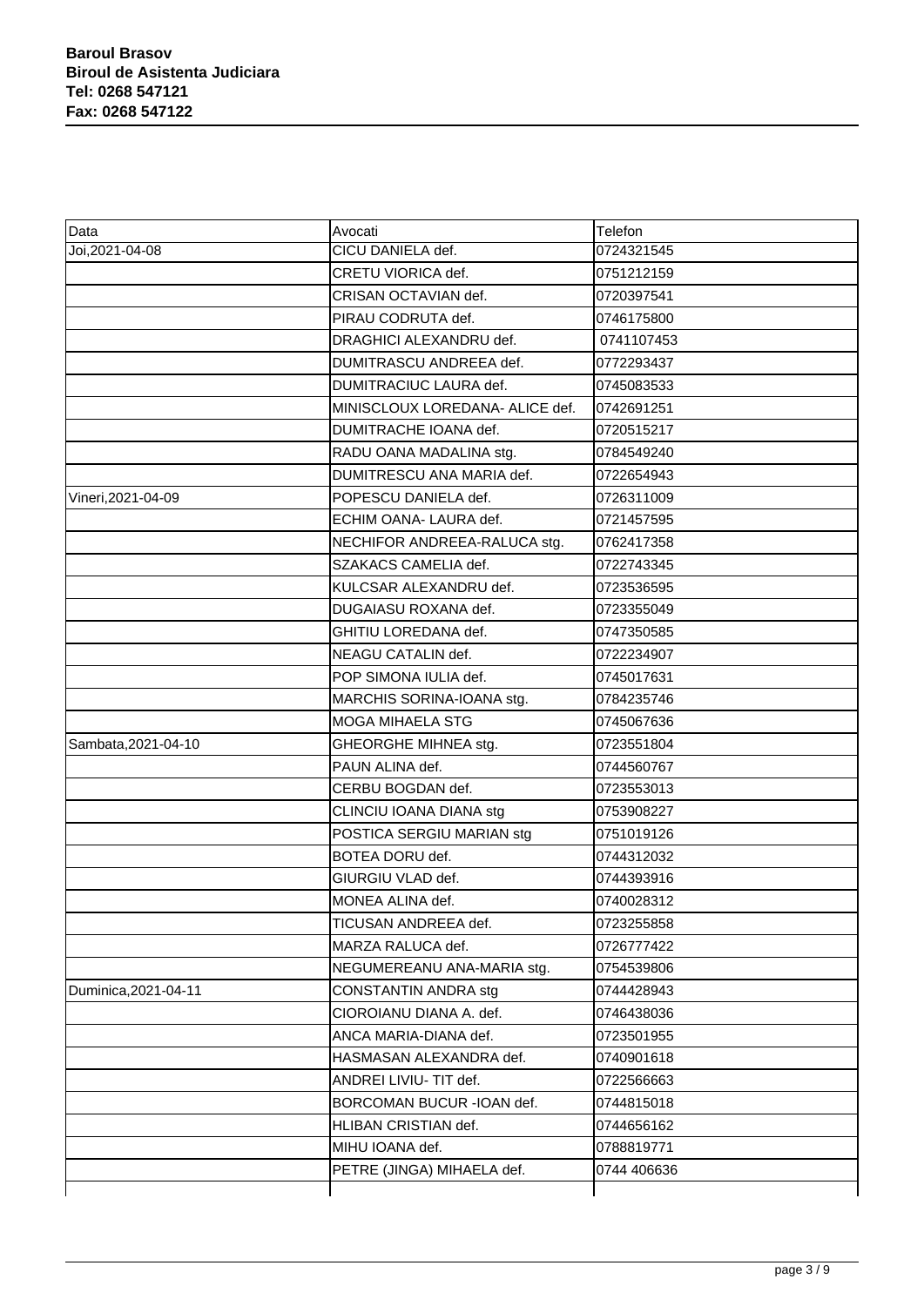**Baroul Brasov**
**Biroul de Asistenta Judiciara**
**Tel: 0268 547121**
**Fax: 0268 547122**

| Data | Avocati | Telefon |
| --- | --- | --- |
| Joi,2021-04-08 | CICU DANIELA def. | 0724321545 |
| | CRETU VIORICA def. | 0751212159 |
| | CRISAN OCTAVIAN def. | 0720397541 |
| | PIRAU CODRUTA def. | 0746175800 |
| | DRAGHICI ALEXANDRU def. | 0741107453 |
| | DUMITRASCU ANDREEA def. | 0772293437 |
| | DUMITRACIUC LAURA def. | 0745083533 |
| | MINISCLOUX LOREDANA- ALICE def. | 0742691251 |
| | DUMITRACHE IOANA def. | 0720515217 |
| | RADU OANA MADALINA stg. | 0784549240 |
| | DUMITRESCU ANA MARIA def. | 0722654943 |
| Vineri,2021-04-09 | POPESCU DANIELA def. | 0726311009 |
| | ECHIM OANA- LAURA def. | 0721457595 |
| | NECHIFOR ANDREEA-RALUCA stg. | 0762417358 |
| | SZAKACS CAMELIA def. | 0722743345 |
| | KULCSAR ALEXANDRU def. | 0723536595 |
| | DUGAIASU ROXANA def. | 0723355049 |
| | GHITIU LOREDANA def. | 0747350585 |
| | NEAGU CATALIN def. | 0722234907 |
| | POP SIMONA IULIA def. | 0745017631 |
| | MARCHIS SORINA-IOANA stg. | 0784235746 |
| | MOGA MIHAELA STG | 0745067636 |
| Sambata,2021-04-10 | GHEORGHE MIHNEA stg. | 0723551804 |
| | PAUN ALINA def. | 0744560767 |
| | CERBU BOGDAN def. | 0723553013 |
| | CLINCIU IOANA DIANA stg | 0753908227 |
| | POSTICA SERGIU MARIAN stg | 0751019126 |
| | BOTEA DORU def. | 0744312032 |
| | GIURGIU VLAD def. | 0744393916 |
| | MONEA ALINA def. | 0740028312 |
| | TICUSAN ANDREEA def. | 0723255858 |
| | MARZA RALUCA def. | 0726777422 |
| | NEGUMEREANU ANA-MARIA stg. | 0754539806 |
| Duminica,2021-04-11 | CONSTANTIN ANDRA stg | 0744428943 |
| | CIOROIANU DIANA A. def. | 0746438036 |
| | ANCA MARIA-DIANA def. | 0723501955 |
| | HASMASAN ALEXANDRA def. | 0740901618 |
| | ANDREI LIVIU- TIT def. | 0722566663 |
| | BORCOMAN BUCUR -IOAN def. | 0744815018 |
| | HLIBAN CRISTIAN def. | 0744656162 |
| | MIHU IOANA def. | 0788819771 |
| | PETRE (JINGA) MIHAELA def. | 0744 406636 |
| | | |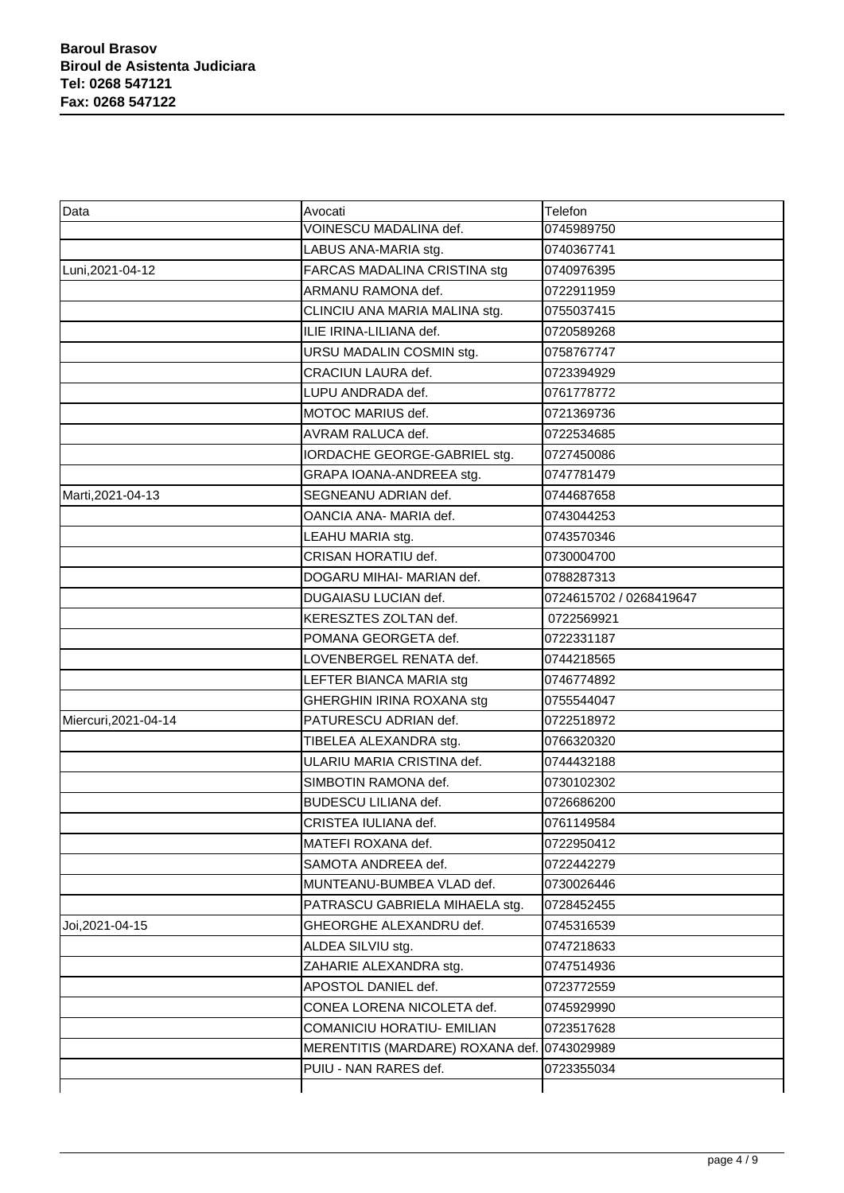**Baroul Brasov**
**Biroul de Asistenta Judiciara**
**Tel: 0268 547121**
**Fax: 0268 547122**

| Data | Avocati | Telefon |
| --- | --- | --- |
| | VOINESCU MADALINA def. | 0745989750 |
| | LABUS ANA-MARIA stg. | 0740367741 |
| Luni,2021-04-12 | FARCAS MADALINA CRISTINA stg | 0740976395 |
| | ARMANU RAMONA def. | 0722911959 |
| | CLINCIU ANA MARIA MALINA stg. | 0755037415 |
| | ILIE IRINA-LILIANA def. | 0720589268 |
| | URSU MADALIN COSMIN stg. | 0758767747 |
| | CRACIUN LAURA def. | 0723394929 |
| | LUPU ANDRADA def. | 0761778772 |
| | MOTOC MARIUS def. | 0721369736 |
| | AVRAM RALUCA def. | 0722534685 |
| | IORDACHE GEORGE-GABRIEL stg. | 0727450086 |
| | GRAPA IOANA-ANDREEA stg. | 0747781479 |
| Marti,2021-04-13 | SEGNEANU ADRIAN def. | 0744687658 |
| | OANCIA ANA- MARIA def. | 0743044253 |
| | LEAHU MARIA stg. | 0743570346 |
| | CRISAN HORATIU def. | 0730004700 |
| | DOGARU MIHAI- MARIAN def. | 0788287313 |
| | DUGAIASU LUCIAN def. | 0724615702 / 0268419647 |
| | KERESZTES ZOLTAN def. | 0722569921 |
| | POMANA GEORGETA def. | 0722331187 |
| | LOVENBERGEL RENATA def. | 0744218565 |
| | LEFTER BIANCA MARIA stg | 0746774892 |
| | GHERGHIN IRINA ROXANA stg | 0755544047 |
| Miercuri,2021-04-14 | PATURESCU ADRIAN def. | 0722518972 |
| | TIBELEA ALEXANDRA stg. | 0766320320 |
| | ULARIU MARIA CRISTINA def. | 0744432188 |
| | SIMBOTIN RAMONA def. | 0730102302 |
| | BUDESCU LILIANA def. | 0726686200 |
| | CRISTEA IULIANA def. | 0761149584 |
| | MATEFI ROXANA def. | 0722950412 |
| | SAMOTA ANDREEA def. | 0722442279 |
| | MUNTEANU-BUMBEA VLAD def. | 0730026446 |
| | PATRASCU GABRIELA MIHAELA stg. | 0728452455 |
| Joi,2021-04-15 | GHEORGHE ALEXANDRU def. | 0745316539 |
| | ALDEA SILVIU stg. | 0747218633 |
| | ZAHARIE ALEXANDRA stg. | 0747514936 |
| | APOSTOL DANIEL def. | 0723772559 |
| | CONEA LORENA NICOLETA def. | 0745929990 |
| | COMANICIU HORATIU- EMILIAN | 0723517628 |
| | MERENTITIS (MARDARE) ROXANA def. | 0743029989 |
| | PUIU - NAN RARES def. | 0723355034 |
| | | |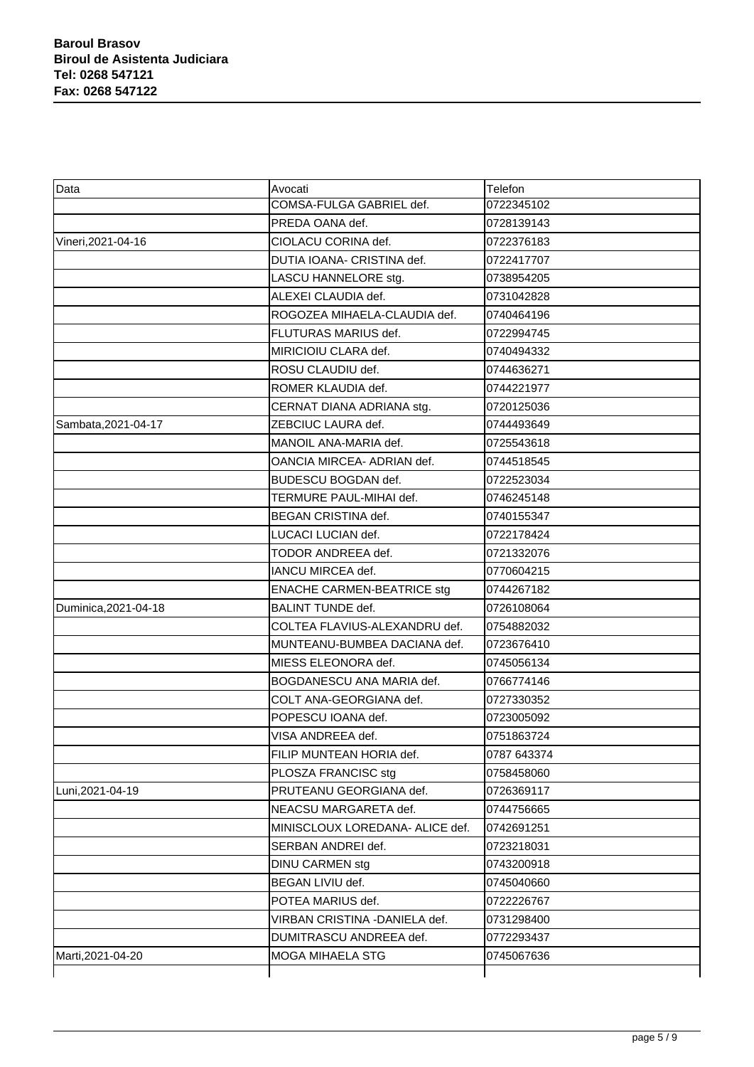**Baroul Brasov**
**Biroul de Asistenta Judiciara**
**Tel: 0268 547121**
**Fax: 0268 547122**

| Data | Avocati | Telefon |
|---|---|---|
| | COMSA-FULGA GABRIEL def. | 0722345102 |
| | PREDA OANA def. | 0728139143 |
| Vineri,2021-04-16 | CIOLACU CORINA def. | 0722376183 |
| | DUTIA IOANA- CRISTINA def. | 0722417707 |
| | LASCU HANNELORE stg. | 0738954205 |
| | ALEXEI CLAUDIA def. | 0731042828 |
| | ROGOZEA MIHAELA-CLAUDIA def. | 0740464196 |
| | FLUTURAS MARIUS def. | 0722994745 |
| | MIRICIOIU CLARA def. | 0740494332 |
| | ROSU CLAUDIU def. | 0744636271 |
| | ROMER KLAUDIA def. | 0744221977 |
| | CERNAT DIANA ADRIANA stg. | 0720125036 |
| Sambata,2021-04-17 | ZEBCIUC LAURA def. | 0744493649 |
| | MANOIL ANA-MARIA def. | 0725543618 |
| | OANCIA MIRCEA- ADRIAN def. | 0744518545 |
| | BUDESCU BOGDAN def. | 0722523034 |
| | TERMURE PAUL-MIHAI def. | 0746245148 |
| | BEGAN CRISTINA def. | 0740155347 |
| | LUCACI LUCIAN def. | 0722178424 |
| | TODOR ANDREEA def. | 0721332076 |
| | IANCU MIRCEA def. | 0770604215 |
| | ENACHE CARMEN-BEATRICE stg | 0744267182 |
| Duminica,2021-04-18 | BALINT TUNDE def. | 0726108064 |
| | COLTEA FLAVIUS-ALEXANDRU def. | 0754882032 |
| | MUNTEANU-BUMBEA DACIANA def. | 0723676410 |
| | MIESS ELEONORA def. | 0745056134 |
| | BOGDANESCU ANA MARIA def. | 0766774146 |
| | COLT ANA-GEORGIANA def. | 0727330352 |
| | POPESCU IOANA def. | 0723005092 |
| | VISA ANDREEA def. | 0751863724 |
| | FILIP MUNTEAN HORIA def. | 0787 643374 |
| | PLOSZA FRANCISC stg | 0758458060 |
| Luni,2021-04-19 | PRUTEANU GEORGIANA def. | 0726369117 |
| | NEACSU MARGARETA def. | 0744756665 |
| | MINISCLOUX LOREDANA- ALICE def. | 0742691251 |
| | SERBAN ANDREI def. | 0723218031 |
| | DINU CARMEN stg | 0743200918 |
| | BEGAN LIVIU def. | 0745040660 |
| | POTEA MARIUS def. | 0722226767 |
| | VIRBAN CRISTINA -DANIELA def. | 0731298400 |
| | DUMITRASCU ANDREEA def. | 0772293437 |
| Marti,2021-04-20 | MOGA MIHAELA STG | 0745067636 |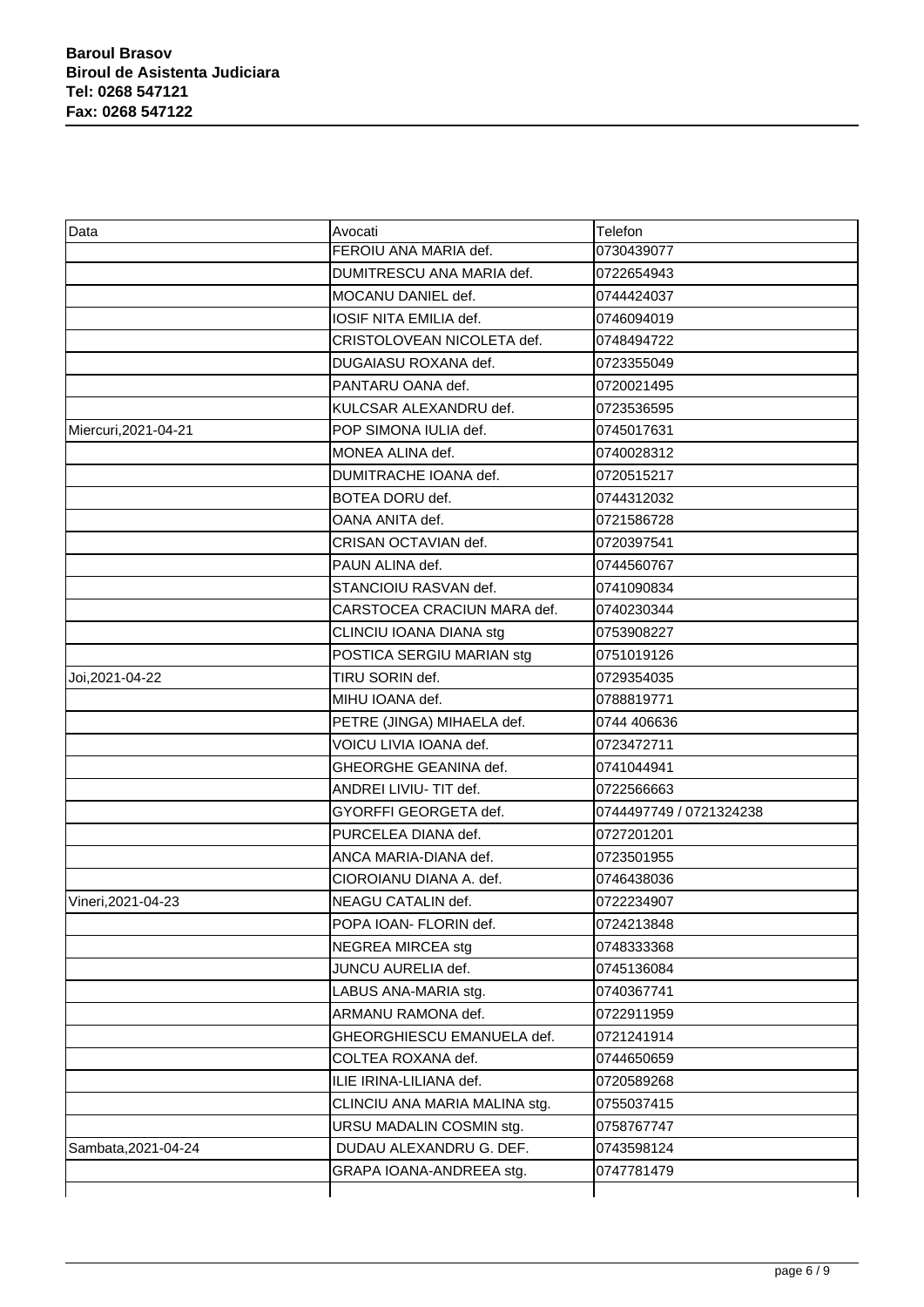**Baroul Brasov**
**Biroul de Asistenta Judiciara**
**Tel: 0268 547121**
**Fax: 0268 547122**

| Data | Avocati | Telefon |
|---|---|---|
| | FEROIU ANA MARIA def. | 0730439077 |
| | DUMITRESCU ANA MARIA def. | 0722654943 |
| | MOCANU DANIEL def. | 0744424037 |
| | IOSIF NITA EMILIA def. | 0746094019 |
| | CRISTOLOVEAN NICOLETA def. | 0748494722 |
| | DUGAIASU ROXANA def. | 0723355049 |
| | PANTARU OANA def. | 0720021495 |
| | KULCSAR ALEXANDRU def. | 0723536595 |
| Miercuri,2021-04-21 | POP SIMONA IULIA def. | 0745017631 |
| | MONEA ALINA def. | 0740028312 |
| | DUMITRACHE IOANA def. | 0720515217 |
| | BOTEA DORU def. | 0744312032 |
| | OANA ANITA def. | 0721586728 |
| | CRISAN OCTAVIAN def. | 0720397541 |
| | PAUN ALINA def. | 0744560767 |
| | STANCIOIU RASVAN def. | 0741090834 |
| | CARSTOCEA CRACIUN MARA def. | 0740230344 |
| | CLINCIU IOANA DIANA stg | 0753908227 |
| | POSTICA SERGIU MARIAN stg | 0751019126 |
| Joi,2021-04-22 | TIRU SORIN def. | 0729354035 |
| | MIHU IOANA def. | 0788819771 |
| | PETRE (JINGA) MIHAELA def. | 0744 406636 |
| | VOICU LIVIA IOANA def. | 0723472711 |
| | GHEORGHE GEANINA def. | 0741044941 |
| | ANDREI LIVIU- TIT def. | 0722566663 |
| | GYORFFI GEORGETA def. | 0744497749 / 0721324238 |
| | PURCELEA DIANA def. | 0727201201 |
| | ANCA MARIA-DIANA def. | 0723501955 |
| | CIOROIANU DIANA A. def. | 0746438036 |
| Vineri,2021-04-23 | NEAGU CATALIN def. | 0722234907 |
| | POPA IOAN- FLORIN def. | 0724213848 |
| | NEGREA MIRCEA stg | 0748333368 |
| | JUNCU AURELIA def. | 0745136084 |
| | LABUS ANA-MARIA stg. | 0740367741 |
| | ARMANU RAMONA def. | 0722911959 |
| | GHEORGHIESCU EMANUELA def. | 0721241914 |
| | COLTEA ROXANA def. | 0744650659 |
| | ILIE IRINA-LILIANA def. | 0720589268 |
| | CLINCIU ANA MARIA MALINA stg. | 0755037415 |
| | URSU MADALIN COSMIN stg. | 0758767747 |
| Sambata,2021-04-24 | DUDAU ALEXANDRU G. DEF. | 0743598124 |
| | GRAPA IOANA-ANDREEA stg. | 0747781479 |
| | | |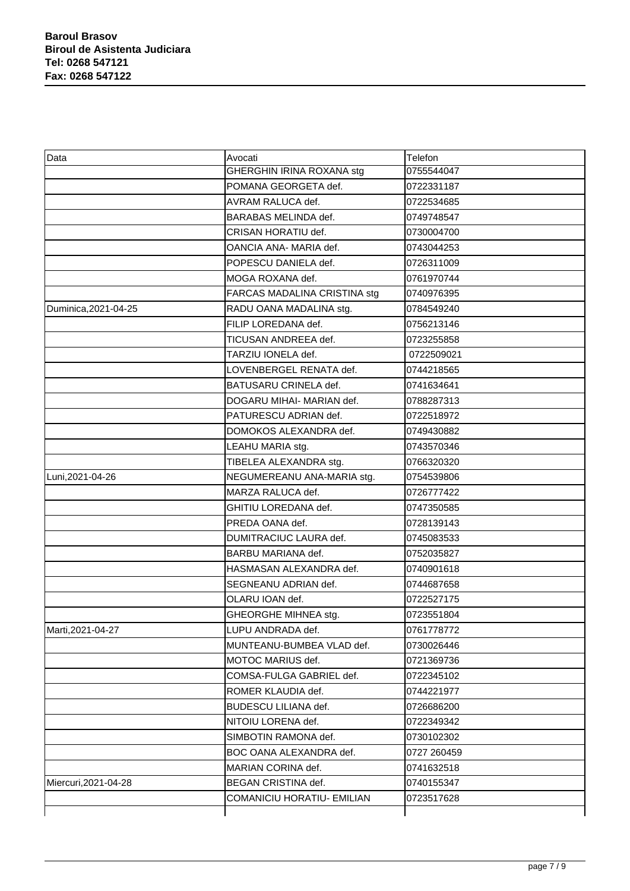**Baroul Brasov**
**Biroul de Asistenta Judiciara**
**Tel: 0268 547121**
**Fax: 0268 547122**

| Data | Avocati | Telefon |
|---|---|---|
| | GHERGHIN IRINA ROXANA stg | 0755544047 |
| | POMANA GEORGETA def. | 0722331187 |
| | AVRAM RALUCA def. | 0722534685 |
| | BARABAS MELINDA def. | 0749748547 |
| | CRISAN HORATIU def. | 0730004700 |
| | OANCIA ANA- MARIA def. | 0743044253 |
| | POPESCU DANIELA def. | 0726311009 |
| | MOGA ROXANA def. | 0761970744 |
| | FARCAS MADALINA CRISTINA stg | 0740976395 |
| Duminica,2021-04-25 | RADU OANA MADALINA stg. | 0784549240 |
| | FILIP LOREDANA def. | 0756213146 |
| | TICUSAN ANDREEA def. | 0723255858 |
| | TARZIU IONELA def. | 0722509021 |
| | LOVENBERGEL RENATA def. | 0744218565 |
| | BATUSARU CRINELA def. | 0741634641 |
| | DOGARU MIHAI- MARIAN def. | 0788287313 |
| | PATURESCU ADRIAN def. | 0722518972 |
| | DOMOKOS ALEXANDRA def. | 0749430882 |
| | LEAHU MARIA stg. | 0743570346 |
| | TIBELEA ALEXANDRA stg. | 0766320320 |
| Luni,2021-04-26 | NEGUMEREANU ANA-MARIA stg. | 0754539806 |
| | MARZA RALUCA def. | 0726777422 |
| | GHITIU LOREDANA def. | 0747350585 |
| | PREDA OANA def. | 0728139143 |
| | DUMITRACIUC LAURA def. | 0745083533 |
| | BARBU MARIANA def. | 0752035827 |
| | HASMASAN ALEXANDRA def. | 0740901618 |
| | SEGNEANU ADRIAN def. | 0744687658 |
| | OLARU IOAN def. | 0722527175 |
| | GHEORGHE MIHNEA stg. | 0723551804 |
| Marti,2021-04-27 | LUPU ANDRADA def. | 0761778772 |
| | MUNTEANU-BUMBEA VLAD def. | 0730026446 |
| | MOTOC MARIUS def. | 0721369736 |
| | COMSA-FULGA GABRIEL def. | 0722345102 |
| | ROMER KLAUDIA def. | 0744221977 |
| | BUDESCU LILIANA def. | 0726686200 |
| | NITOIU LORENA def. | 0722349342 |
| | SIMBOTIN RAMONA def. | 0730102302 |
| | BOC OANA ALEXANDRA def. | 0727 260459 |
| | MARIAN CORINA def. | 0741632518 |
| Miercuri,2021-04-28 | BEGAN CRISTINA def. | 0740155347 |
| | COMANICIU HORATIU- EMILIAN | 0723517628 |
| | | |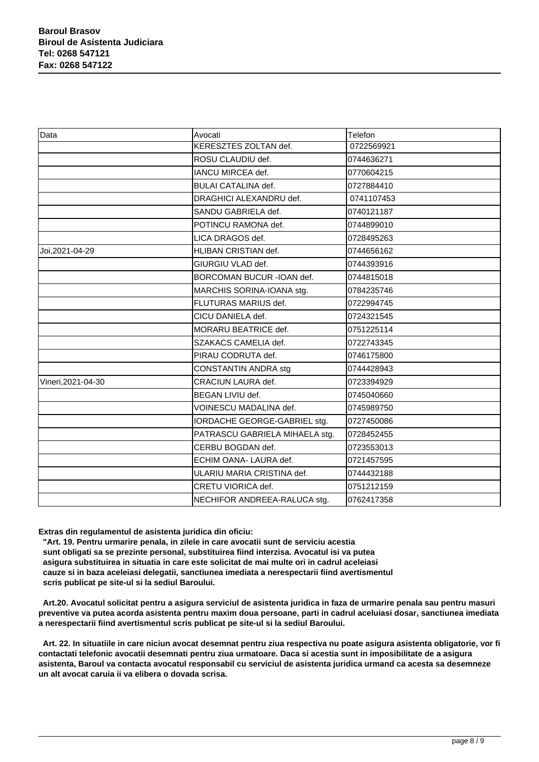**Baroul Brasov**
**Biroul de Asistenta Judiciara**
**Tel: 0268 547121**
**Fax: 0268 547122**

| Data | Avocati | Telefon |
|---|---|---|
| | KERESZTES ZOLTAN def. | 0722569921 |
| | ROSU CLAUDIU def. | 0744636271 |
| | IANCU MIRCEA def. | 0770604215 |
| | BULAI CATALINA def. | 0727884410 |
| | DRAGHICI ALEXANDRU def. | 0741107453 |
| | SANDU GABRIELA def. | 0740121187 |
| | POTINCU RAMONA def. | 0744899010 |
| | LICA DRAGOS def. | 0728495263 |
| Joi,2021-04-29 | HLIBAN CRISTIAN def. | 0744656162 |
| | GIURGIU VLAD def. | 0744393916 |
| | BORCOMAN BUCUR -IOAN def. | 0744815018 |
| | MARCHIS SORINA-IOANA stg. | 0784235746 |
| | FLUTURAS MARIUS def. | 0722994745 |
| | CICU DANIELA def. | 0724321545 |
| | MORARU BEATRICE def. | 0751225114 |
| | SZAKACS CAMELIA def. | 0722743345 |
| | PIRAU CODRUTA def. | 0746175800 |
| | CONSTANTIN ANDRA stg | 0744428943 |
| Vineri,2021-04-30 | CRACIUN LAURA def. | 0723394929 |
| | BEGAN LIVIU def. | 0745040660 |
| | VOINESCU MADALINA def. | 0745989750 |
| | IORDACHE GEORGE-GABRIEL stg. | 0727450086 |
| | PATRASCU GABRIELA MIHAELA stg. | 0728452455 |
| | CERBU BOGDAN def. | 0723553013 |
| | ECHIM OANA- LAURA def. | 0721457595 |
| | ULARIU MARIA CRISTINA def. | 0744432188 |
| | CRETU VIORICA def. | 0751212159 |
| | NECHIFOR ANDREEA-RALUCA stg. | 0762417358 |

**Extras din regulamentul de asistenta juridica din oficiu:**

**"Art. 19. Pentru urmarire penala, in zilele in care avocatii sunt de serviciu acestia sunt obligati sa se prezinte personal, substituirea fiind interzisa. Avocatul isi va putea asigura substituirea in situatia in care este solicitat de mai multe ori in cadrul aceleiasi cauze si in baza aceleiasi delegatii, sanctiunea imediata a nerespectarii fiind avertismentul scris publicat pe site-ul si la sediul Baroului.**

**Art.20. Avocatul solicitat pentru a asigura serviciul de asistenta juridica in faza de urmarire penala sau pentru masuri preventive va putea acorda asistenta pentru maxim doua persoane, parti in cadrul aceluiasi dosar, sanctiunea imediata a nerespectarii fiind avertismentul scris publicat pe site-ul si la sediul Baroului.**

**Art. 22. In situatiile in care niciun avocat desemnat pentru ziua respectiva nu poate asigura asistenta obligatorie, vor fi contactati telefonic avocatii desemnati pentru ziua urmatoare. Daca si acestia sunt in imposibilitate de a asigura asistenta, Baroul va contacta avocatul responsabil cu serviciul de asistenta juridica urmand ca acesta sa desemneze un alt avocat caruia ii va elibera o dovada scrisa.**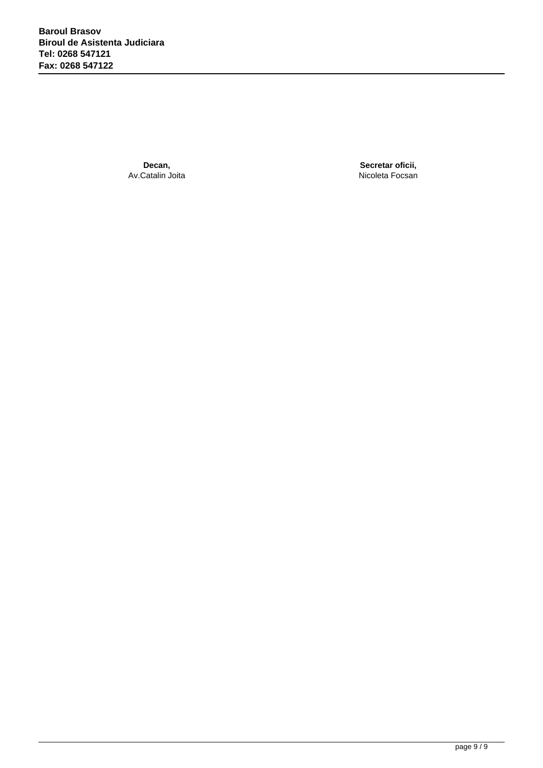**Decan,**
Av.Catalin Joita

**Secretar oficii,**
Nicoleta Focsan